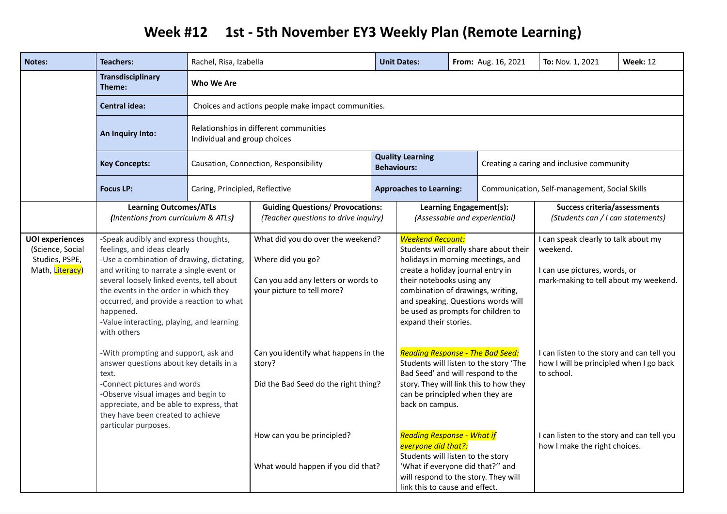# Week #12 1st - 5th November EY3 Weekly Plan (Remote Learning)

| Notes: | Teachers: | Rachel, Risa, Izabella | Unit Dates: | From: Aug. 16, 2021 | To: Nov. 1, 2021 | Week: 12 |
|---|---|---|---|---|---|---|
| | **Transdisciplinary Theme:** | **Who We Are** | | | | |
| | **Central idea:** | Choices and actions people make impact communities. | | | | |
| | **An Inquiry Into:** | Relationships in different communities<br>Individual and group choices | | | | |
| | **Key Concepts:** | Causation, Connection, Responsibility | **Quality Learning Behaviours:** | Creating a caring and inclusive community | | |
| | **Focus LP:** | Caring, Principled, Reflective | **Approaches to Learning:** | Communication, Self-management, Social Skills | | |

| | **Learning Outcomes/ATLs** *(Intentions from curriculum & ATLs)* | **Guiding Questions/ Provocations:** *(Teacher questions to drive inquiry)* | **Learning Engagement(s):** *(Assessable and experiential)* | **Success criteria/assessments** *(Students can / I can statements)* |
|---|---|---|---|---|
| **UOI experiences** (Science, Social Studies, PSPE, Math, Literacy) | -Speak audibly and express thoughts, feelings, and ideas clearly<br>-Use a combination of drawing, dictating, and writing to narrate a single event or several loosely linked events, tell about the events in the order in which they occurred, and provide a reaction to what happened.<br>-Value interacting, playing, and learning with others | What did you do over the weekend?<br><br>Where did you go?<br><br>Can you add any letters or words to your picture to tell more? | *Weekend Recount:*<br>Students will orally share about their holidays in morning meetings, and create a holiday journal entry in their notebooks using any combination of drawings, writing, and speaking. Questions words will be used as prompts for children to expand their stories. | I can speak clearly to talk about my weekend.<br><br>I can use pictures, words, or mark-making to tell about my weekend. |
| | -With prompting and support, ask and answer questions about key details in a text.<br>-Connect pictures and words<br>-Observe visual images and begin to appreciate, and be able to express, that they have been created to achieve particular purposes. | Can you identify what happens in the story?<br><br>Did the Bad Seed do the right thing? | *Reading Response - The Bad Seed:*<br>Students will listen to the story 'The Bad Seed' and will respond to the story. They will link this to how they can be principled when they are back on campus. | I can listen to the story and can tell you how I will be principled when I go back to school. |
| | | How can you be principled?<br><br>What would happen if you did that? | *Reading Response - What if everyone did that?:*<br>Students will listen to the story 'What if everyone did that?'' and will respond to the story. They will link this to cause and effect. | I can listen to the story and can tell you how I make the right choices. |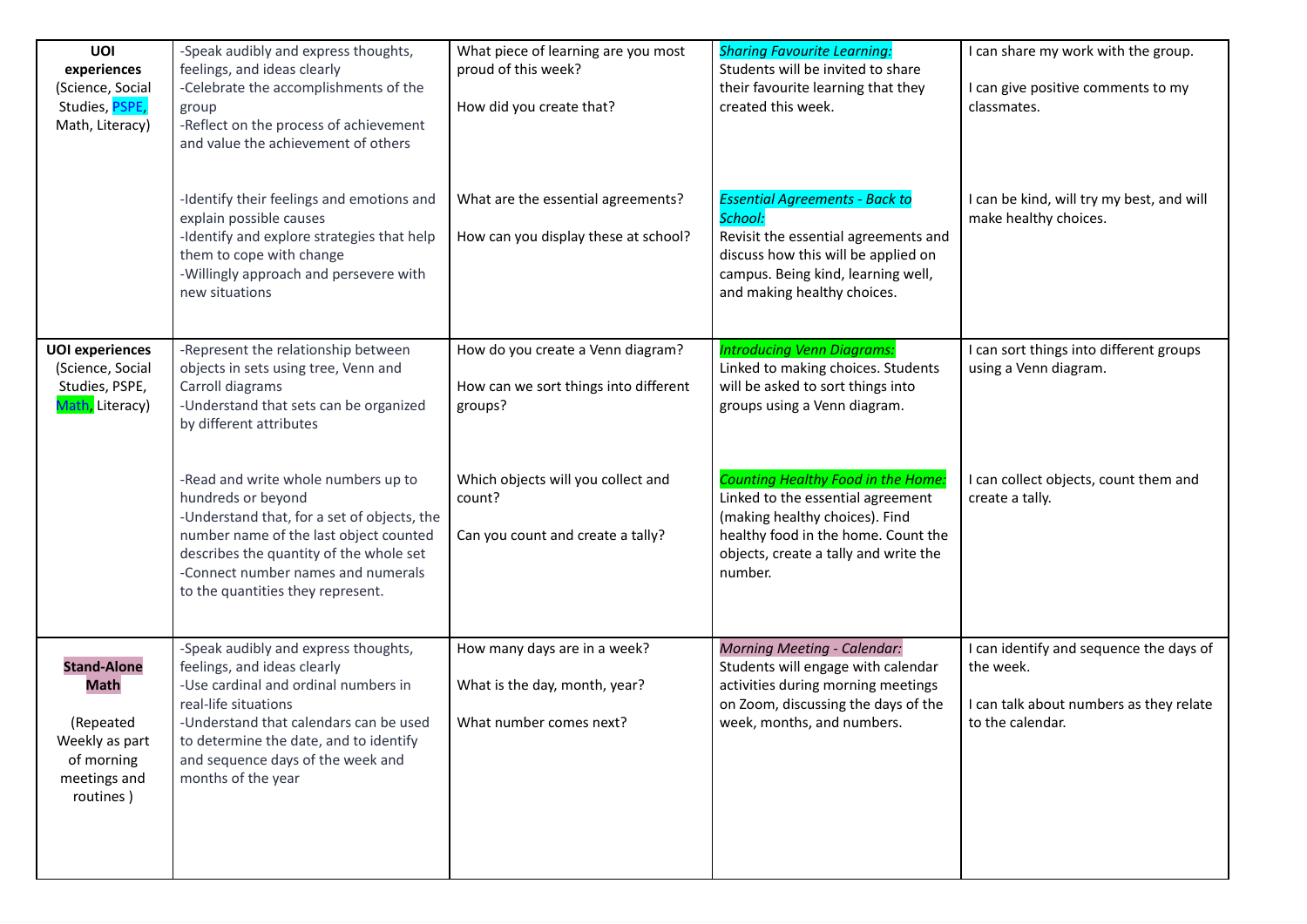| | | | | |
|---|---|---|---|---|
| **UOI experiences** (Science, Social Studies, PSPE, Math, Literacy) | -Speak audibly and express thoughts, feelings, and ideas clearly<br>-Celebrate the accomplishments of the group<br>-Reflect on the process of achievement and value the achievement of others | What piece of learning are you most proud of this week?<br><br>How did you create that? | *Sharing Favourite Learning:*<br>Students will be invited to share their favourite learning that they created this week. | I can share my work with the group.<br><br>I can give positive comments to my classmates. |
| | -Identify their feelings and emotions and explain possible causes<br>-Identify and explore strategies that help them to cope with change<br>-Willingly approach and persevere with new situations | What are the essential agreements?<br><br>How can you display these at school? | *Essential Agreements - Back to School:*<br>Revisit the essential agreements and discuss how this will be applied on campus. Being kind, learning well, and making healthy choices. | I can be kind, will try my best, and will make healthy choices. |
| **UOI experiences** (Science, Social Studies, PSPE, Math, Literacy) | -Represent the relationship between objects in sets using tree, Venn and Carroll diagrams<br>-Understand that sets can be organized by different attributes | How do you create a Venn diagram?<br><br>How can we sort things into different groups? | *Introducing Venn Diagrams:*<br>Linked to making choices. Students will be asked to sort things into groups using a Venn diagram. | I can sort things into different groups using a Venn diagram. |
| | -Read and write whole numbers up to hundreds or beyond<br>-Understand that, for a set of objects, the number name of the last object counted describes the quantity of the whole set<br>-Connect number names and numerals to the quantities they represent. | Which objects will you collect and count?<br><br>Can you count and create a tally? | *Counting Healthy Food in the Home:*<br>Linked to the essential agreement (making healthy choices). Find healthy food in the home. Count the objects, create a tally and write the number. | I can collect objects, count them and create a tally. |
| **Stand-Alone Math**<br><br>(Repeated Weekly as part of morning meetings and routines ) | -Speak audibly and express thoughts, feelings, and ideas clearly<br>-Use cardinal and ordinal numbers in real-life situations<br>-Understand that calendars can be used to determine the date, and to identify and sequence days of the week and months of the year | How many days are in a week?<br><br>What is the day, month, year?<br><br>What number comes next? | *Morning Meeting - Calendar:*<br>Students will engage with calendar activities during morning meetings on Zoom, discussing the days of the week, months, and numbers. | I can identify and sequence the days of the week.<br><br>I can talk about numbers as they relate to the calendar. |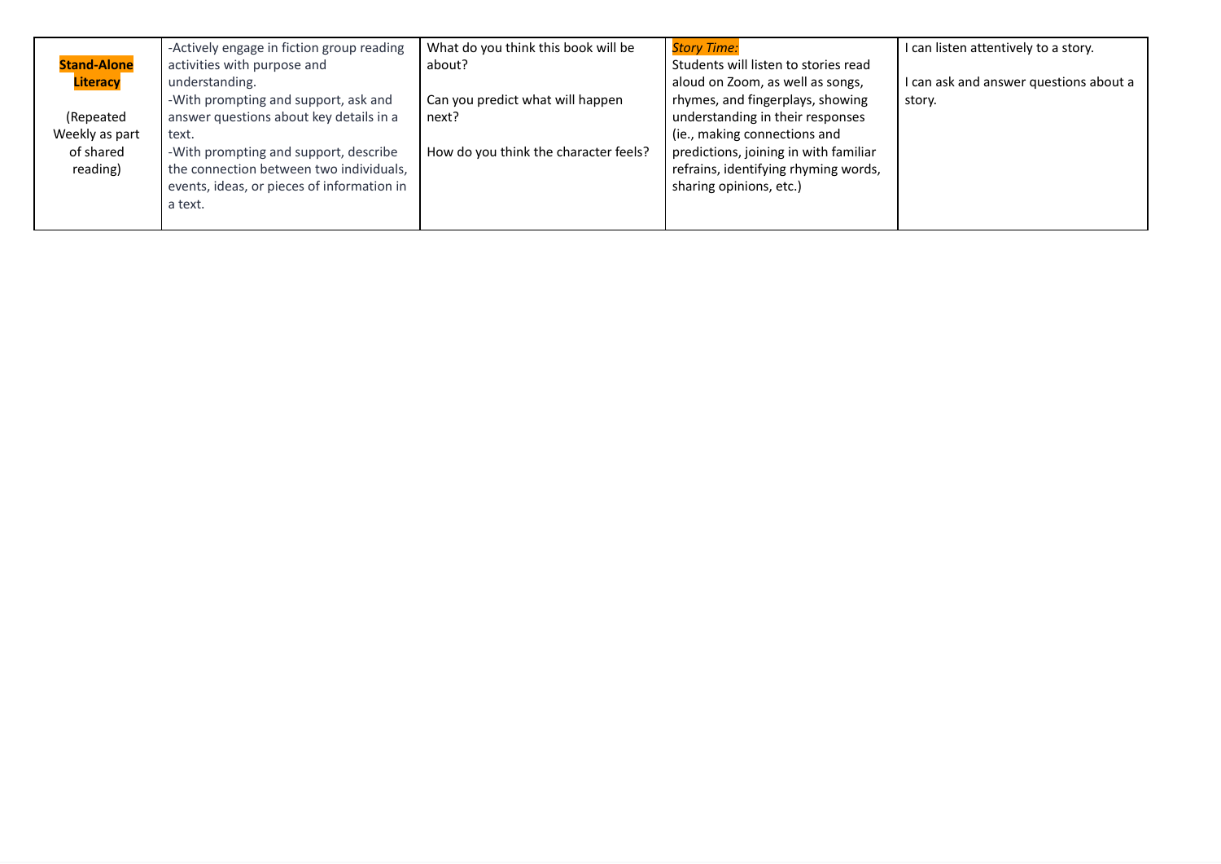| | | | | |
|---|---|---|---|---|
| **Stand-Alone Literacy**<br><br>(Repeated Weekly as part of shared reading) | -Actively engage in fiction group reading activities with purpose and understanding.<br>-With prompting and support, ask and answer questions about key details in a text.<br>-With prompting and support, describe the connection between two individuals, events, ideas, or pieces of information in a text. | What do you think this book will be about?<br><br>Can you predict what will happen next?<br><br>How do you think the character feels? | *Story Time:*<br>Students will listen to stories read aloud on Zoom, as well as songs, rhymes, and fingerplays, showing understanding in their responses (ie., making connections and predictions, joining in with familiar refrains, identifying rhyming words, sharing opinions, etc.) | I can listen attentively to a story.<br><br>I can ask and answer questions about a story. |